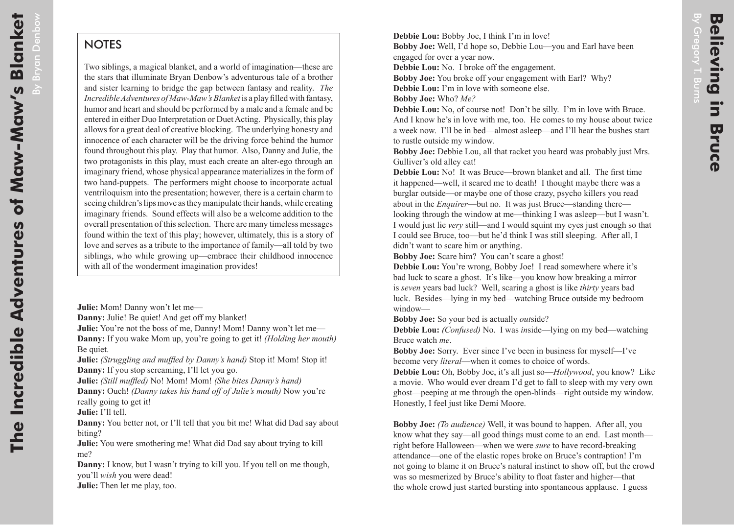# The Incredible Adventures of Maw-Maw's Blanket

By Bryan Denbow

## NOTES

Two siblings, a magical blanket, and a world of imagination—these are the stars that illuminate Bryan Denbow's adventurous tale of a brother and sister learning to bridge the gap between fantasy and reality. *The Incredible Adventures of Maw-Maw's Blanket* is a play filled with fantasy, humor and heart and should be performed by a male and a female and be entered in either Duo Interpretation or Duet Acting. Physically, this play allows for a great deal of creative blocking. The underlying honesty and innocence of each character will be the driving force behind the humor found throughout this play. Play that humor. Also, Danny and Julie, the two protagonists in this play, must each create an alter-ego through an imaginary friend, whose physical appearance materializes in the form of two hand-puppets. The performers might choose to incorporate actual ventriloquism into the presentation; however, there is a certain charm to seeing children's lips move as they manipulate their hands, while creating imaginary friends. Sound effects will also be a welcome addition to the overall presentation of this selection. There are many timeless messages found within the text of this play; however, ultimately, this is a story of love and serves as a tribute to the importance of family—all told by two siblings, who while growing up—embrace their childhood innocence with all of the wonderment imagination provides!

**Julie:** Mom! Danny won't let me—
**Danny:** Julie! Be quiet! And get off my blanket!
**Julie:** You're not the boss of me, Danny! Mom! Danny won't let me—
**Danny:** If you wake Mom up, you're going to get it! *(Holding her mouth)* Be quiet.
**Julie:** *(Struggling and muffled by Danny's hand)* Stop it! Mom! Stop it!
**Danny:** If you stop screaming, I'll let you go.
**Julie:** *(Still muffled)* No! Mom! Mom! *(She bites Danny's hand)*
**Danny:** Ouch! *(Danny takes his hand off of Julie's mouth)* Now you're really going to get it!
**Julie:** I'll tell.
**Danny:** You better not, or I'll tell that you bit me! What did Dad say about biting?
**Julie:** You were smothering me! What did Dad say about trying to kill me?
**Danny:** I know, but I wasn't trying to kill you. If you tell on me though, you'll *wish* you were dead!
**Julie:** Then let me play, too.

# Believing in Bruce

By Gregory T. Burns

**Debbie Lou:** Bobby Joe, I think I'm in love!
**Bobby Joe:** Well, I'd hope so, Debbie Lou—you and Earl have been engaged for over a year now.
**Debbie Lou:** No. I broke off the engagement.
**Bobby Joe:** You broke off your engagement with Earl? Why?
**Debbie Lou:** I'm in love with someone else.
**Bobby Joe:** Who? *Me?*
**Debbie Lou:** No, of course not! Don't be silly. I'm in love with Bruce. And I know he's in love with me, too. He comes to my house about twice a week now. I'll be in bed—almost asleep—and I'll hear the bushes start to rustle outside my window.
**Bobby Joe:** Debbie Lou, all that racket you heard was probably just Mrs. Gulliver's old alley cat!
**Debbie Lou:** No! It was Bruce—brown blanket and all. The first time it happened—well, it scared me to death! I thought maybe there was a burglar outside—or maybe one of those crazy, psycho killers you read about in the *Enquirer*—but no. It was just Bruce—standing there—looking through the window at me—thinking I was asleep—but I wasn't. I would just lie *very* still—and I would squint my eyes just enough so that I could see Bruce, too—but he'd think I was still sleeping. After all, I didn't want to scare him or anything.
**Bobby Joe:** Scare him? You can't scare a ghost!
**Debbie Lou:** You're wrong, Bobby Joe! I read somewhere where it's bad luck to scare a ghost. It's like—you know how breaking a mirror is *seven* years bad luck? Well, scaring a ghost is like *thirty* years bad luck. Besides—lying in my bed—watching Bruce outside my bedroom window—
**Bobby Joe:** So your bed is actually *out*side?
**Debbie Lou:** *(Confused)* No. I was *in*side—lying on my bed—watching Bruce watch *me*.
**Bobby Joe:** Sorry. Ever since I've been in business for myself—I've become very *literal*—when it comes to choice of words.
**Debbie Lou:** Oh, Bobby Joe, it's all just so—*Hollywood*, you know? Like a movie. Who would ever dream I'd get to fall to sleep with my very own ghost—peeping at me through the open-blinds—right outside my window. Honestly, I feel just like Demi Moore.

**Bobby Joe:** *(To audience)* Well, it was bound to happen. After all, you know what they say—all good things must come to an end. Last month—right before Halloween—when we were *sure* to have record-breaking attendance—one of the elastic ropes broke on Bruce's contraption! I'm not going to blame it on Bruce's natural instinct to show off, but the crowd was so mesmerized by Bruce's ability to float faster and higher—that the whole crowd just started bursting into spontaneous applause. I guess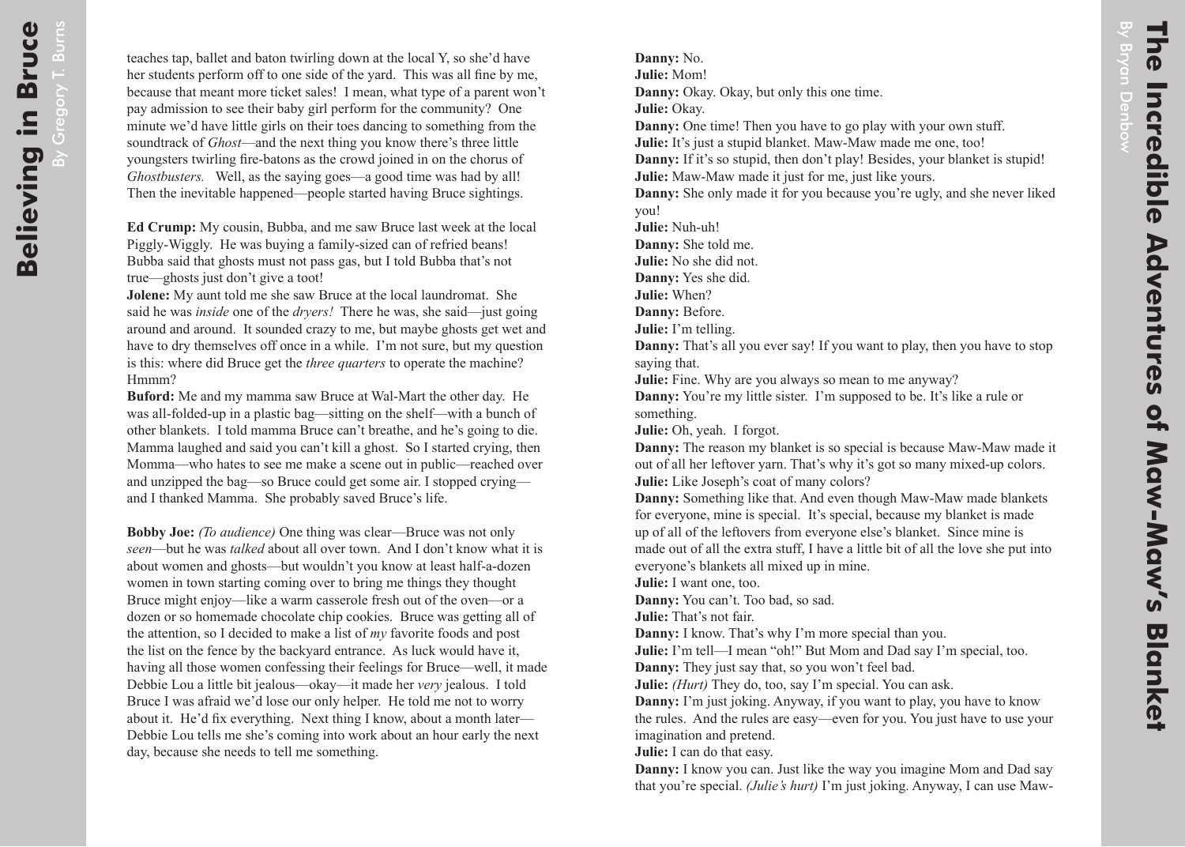teaches tap, ballet and baton twirling down at the local Y, so she'd have her students perform off to one side of the yard. This was all fine by me, because that meant more ticket sales! I mean, what type of a parent won't pay admission to see their baby girl perform for the community? One minute we'd have little girls on their toes dancing to something from the soundtrack of *Ghost*—and the next thing you know there's three little youngsters twirling fire-batons as the crowd joined in on the chorus of *Ghostbusters.* Well, as the saying goes—a good time was had by all! Then the inevitable happened—people started having Bruce sightings.

**Ed Crump:** My cousin, Bubba, and me saw Bruce last week at the local Piggly-Wiggly. He was buying a family-sized can of refried beans! Bubba said that ghosts must not pass gas, but I told Bubba that's not true—ghosts just don't give a toot!
**Jolene:** My aunt told me she saw Bruce at the local laundromat. She said he was *inside* one of the *dryers!* There he was, she said—just going around and around. It sounded crazy to me, but maybe ghosts get wet and have to dry themselves off once in a while. I'm not sure, but my question is this: where did Bruce get the *three quarters* to operate the machine? Hmmm?
**Buford:** Me and my mamma saw Bruce at Wal-Mart the other day. He was all-folded-up in a plastic bag—sitting on the shelf—with a bunch of other blankets. I told mamma Bruce can't breathe, and he's going to die. Mamma laughed and said you can't kill a ghost. So I started crying, then Momma—who hates to see me make a scene out in public—reached over and unzipped the bag—so Bruce could get some air. I stopped crying—and I thanked Mamma. She probably saved Bruce's life.

**Bobby Joe:** *(To audience)* One thing was clear—Bruce was not only *seen*—but he was *talked* about all over town. And I don't know what it is about women and ghosts—but wouldn't you know at least half-a-dozen women in town starting coming over to bring me things they thought Bruce might enjoy—like a warm casserole fresh out of the oven—or a dozen or so homemade chocolate chip cookies. Bruce was getting all of the attention, so I decided to make a list of *my* favorite foods and post the list on the fence by the backyard entrance. As luck would have it, having all those women confessing their feelings for Bruce—well, it made Debbie Lou a little bit jealous—okay—it made her *very* jealous. I told Bruce I was afraid we'd lose our only helper. He told me not to worry about it. He'd fix everything. Next thing I know, about a month later—Debbie Lou tells me she's coming into work about an hour early the next day, because she needs to tell me something.

**Danny:** No.
**Julie:** Mom!
**Danny:** Okay. Okay, but only this one time.
**Julie:** Okay.
**Danny:** One time! Then you have to go play with your own stuff.
**Julie:** It's just a stupid blanket. Maw-Maw made me one, too!
**Danny:** If it's so stupid, then don't play! Besides, your blanket is stupid!
**Julie:** Maw-Maw made it just for me, just like yours.
**Danny:** She only made it for you because you're ugly, and she never liked you!
**Julie:** Nuh-uh!
**Danny:** She told me.
**Julie:** No she did not.
**Danny:** Yes she did.
**Julie:** When?
**Danny:** Before.
**Julie:** I'm telling.
**Danny:** That's all you ever say! If you want to play, then you have to stop saying that.
**Julie:** Fine. Why are you always so mean to me anyway?
**Danny:** You're my little sister. I'm supposed to be. It's like a rule or something.
**Julie:** Oh, yeah. I forgot.
**Danny:** The reason my blanket is so special is because Maw-Maw made it out of all her leftover yarn. That's why it's got so many mixed-up colors.
**Julie:** Like Joseph's coat of many colors?
**Danny:** Something like that. And even though Maw-Maw made blankets for everyone, mine is special. It's special, because my blanket is made up of all of the leftovers from everyone else's blanket. Since mine is made out of all the extra stuff, I have a little bit of all the love she put into everyone's blankets all mixed up in mine.
**Julie:** I want one, too.
**Danny:** You can't. Too bad, so sad.
**Julie:** That's not fair.
**Danny:** I know. That's why I'm more special than you.
**Julie:** I'm tell—I mean "oh!" But Mom and Dad say I'm special, too.
**Danny:** They just say that, so you won't feel bad.
**Julie:** *(Hurt)* They do, too, say I'm special. You can ask.
**Danny:** I'm just joking. Anyway, if you want to play, you have to know the rules. And the rules are easy—even for you. You just have to use your imagination and pretend.
**Julie:** I can do that easy.
**Danny:** I know you can. Just like the way you imagine Mom and Dad say that you're special. *(Julie's hurt)* I'm just joking. Anyway, I can use Maw-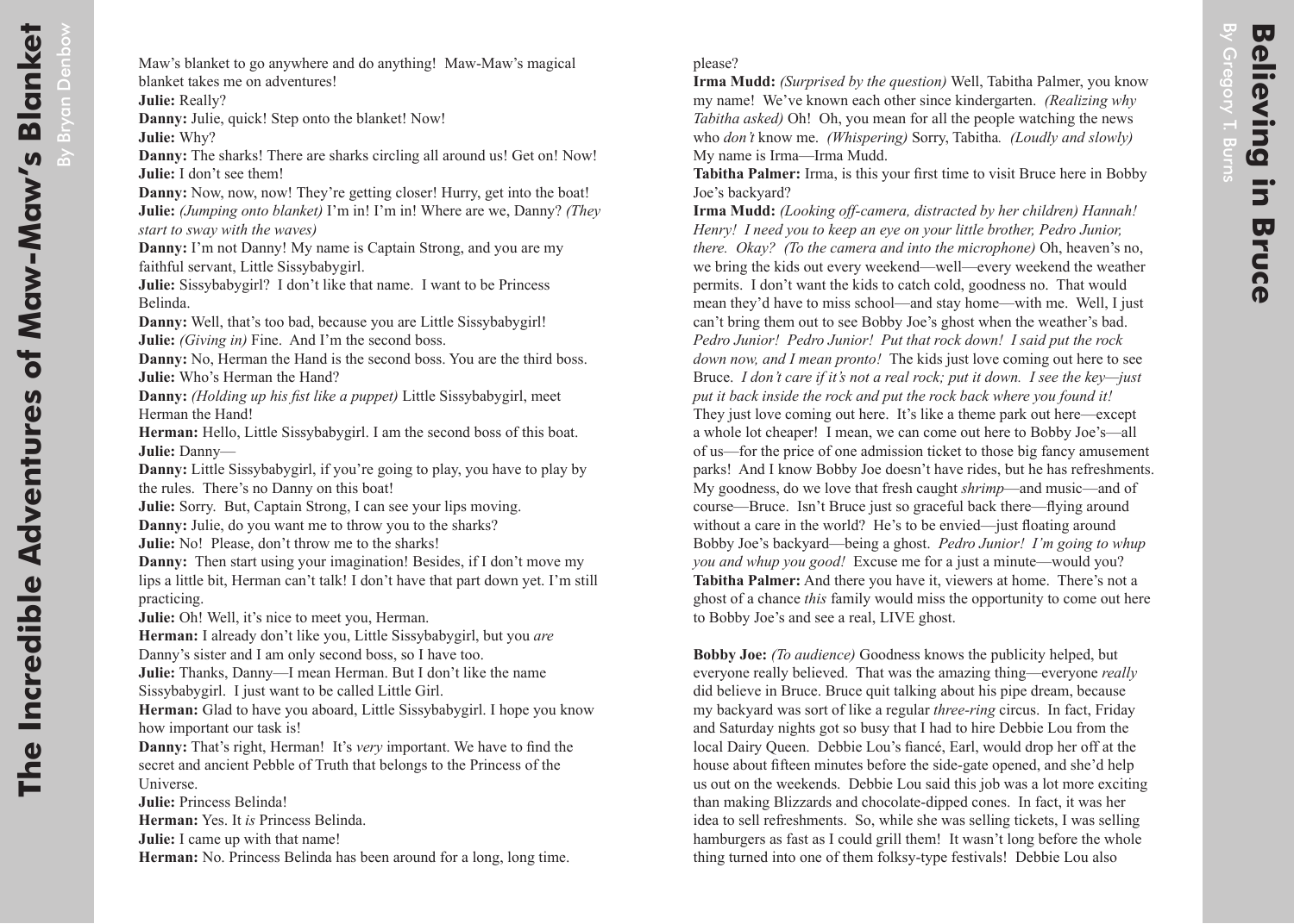Maw's blanket to go anywhere and do anything! Maw-Maw's magical blanket takes me on adventures!

**Julie:** Really?

**Danny:** Julie, quick! Step onto the blanket! Now!

**Julie:** Why?

**Danny:** The sharks! There are sharks circling all around us! Get on! Now!

**Julie:** I don't see them!

**Danny:** Now, now, now! They're getting closer! Hurry, get into the boat!

**Julie:** *(Jumping onto blanket)* I'm in! I'm in! Where are we, Danny? *(They start to sway with the waves)*

**Danny:** I'm not Danny! My name is Captain Strong, and you are my faithful servant, Little Sissybabygirl.

**Julie:** Sissybabygirl? I don't like that name. I want to be Princess Belinda.

**Danny:** Well, that's too bad, because you are Little Sissybabygirl!

**Julie:** *(Giving in)* Fine. And I'm the second boss.

**Danny:** No, Herman the Hand is the second boss. You are the third boss.

**Julie:** Who's Herman the Hand?

**Danny:** *(Holding up his fist like a puppet)* Little Sissybabygirl, meet Herman the Hand!

**Herman:** Hello, Little Sissybabygirl. I am the second boss of this boat.

**Julie:** Danny—

**Danny:** Little Sissybabygirl, if you're going to play, you have to play by the rules. There's no Danny on this boat!

**Julie:** Sorry. But, Captain Strong, I can see your lips moving.

**Danny:** Julie, do you want me to throw you to the sharks?

**Julie:** No! Please, don't throw me to the sharks!

**Danny:** Then start using your imagination! Besides, if I don't move my lips a little bit, Herman can't talk! I don't have that part down yet. I'm still practicing.

**Julie:** Oh! Well, it's nice to meet you, Herman.

**Herman:** I already don't like you, Little Sissybabygirl, but you *are* Danny's sister and I am only second boss, so I have too.

**Julie:** Thanks, Danny—I mean Herman. But I don't like the name Sissybabygirl. I just want to be called Little Girl.

**Herman:** Glad to have you aboard, Little Sissybabygirl. I hope you know how important our task is!

**Danny:** That's right, Herman! It's *very* important. We have to find the secret and ancient Pebble of Truth that belongs to the Princess of the Universe.

**Julie:** Princess Belinda!

**Herman:** Yes. It *is* Princess Belinda.

**Julie:** I came up with that name!

**Herman:** No. Princess Belinda has been around for a long, long time.

please?

**Irma Mudd:** *(Surprised by the question)* Well, Tabitha Palmer, you know my name! We've known each other since kindergarten. *(Realizing why Tabitha asked)* Oh! Oh, you mean for all the people watching the news who *don't* know me. *(Whispering)* Sorry, Tabitha*. (Loudly and slowly)* My name is Irma—Irma Mudd.

**Tabitha Palmer:** Irma, is this your first time to visit Bruce here in Bobby Joe's backyard?

**Irma Mudd:** *(Looking off-camera, distracted by her children) Hannah! Henry! I need you to keep an eye on your little brother, Pedro Junior, there. Okay? (To the camera and into the microphone)* Oh, heaven's no, we bring the kids out every weekend—well—every weekend the weather permits. I don't want the kids to catch cold, goodness no. That would mean they'd have to miss school—and stay home—with me. Well, I just can't bring them out to see Bobby Joe's ghost when the weather's bad. *Pedro Junior! Pedro Junior! Put that rock down! I said put the rock down now, and I mean pronto!* The kids just love coming out here to see Bruce. *I don't care if it's not a real rock; put it down. I see the key—just put it back inside the rock and put the rock back where you found it!* They just love coming out here. It's like a theme park out here—except a whole lot cheaper! I mean, we can come out here to Bobby Joe's—all of us—for the price of one admission ticket to those big fancy amusement parks! And I know Bobby Joe doesn't have rides, but he has refreshments. My goodness, do we love that fresh caught *shrimp*—and music—and of course—Bruce. Isn't Bruce just so graceful back there—flying around without a care in the world? He's to be envied—just floating around Bobby Joe's backyard—being a ghost. *Pedro Junior! I'm going to whup you and whup you good!* Excuse me for a just a minute—would you?

**Tabitha Palmer:** And there you have it, viewers at home. There's not a ghost of a chance *this* family would miss the opportunity to come out here to Bobby Joe's and see a real, LIVE ghost.

**Bobby Joe:** *(To audience)* Goodness knows the publicity helped, but everyone really believed. That was the amazing thing—everyone *really* did believe in Bruce. Bruce quit talking about his pipe dream, because my backyard was sort of like a regular *three-ring* circus. In fact, Friday and Saturday nights got so busy that I had to hire Debbie Lou from the local Dairy Queen. Debbie Lou's fiancé, Earl, would drop her off at the house about fifteen minutes before the side-gate opened, and she'd help us out on the weekends. Debbie Lou said this job was a lot more exciting than making Blizzards and chocolate-dipped cones. In fact, it was her idea to sell refreshments. So, while she was selling tickets, I was selling hamburgers as fast as I could grill them! It wasn't long before the whole thing turned into one of them folksy-type festivals! Debbie Lou also